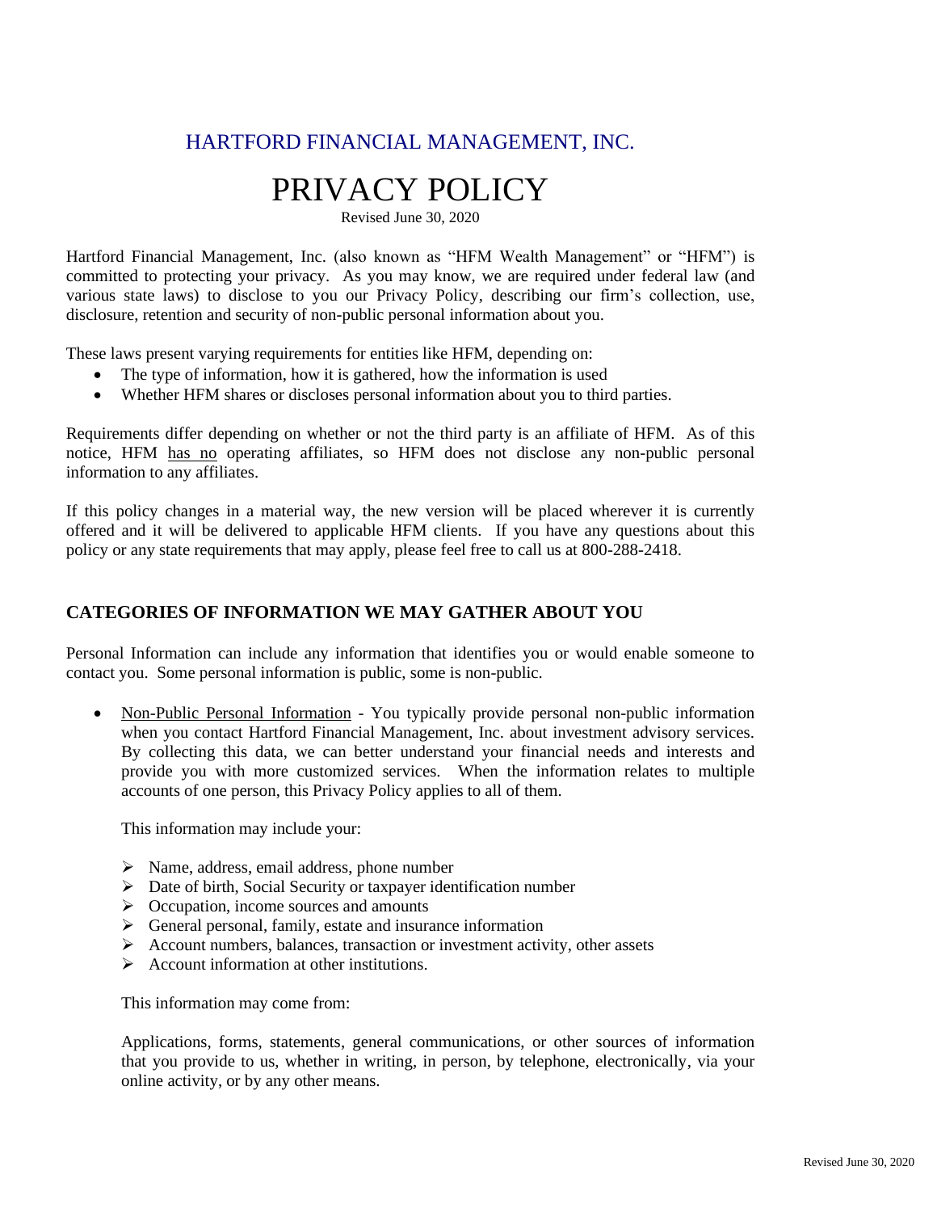HARTFORD FINANCIAL MANAGEMENT, INC.

# PRIVACY POLICY

Revised June 30, 2020

Hartford Financial Management, Inc. (also known as "HFM Wealth Management" or "HFM") is committed to protecting your privacy. As you may know, we are required under federal law (and various state laws) to disclose to you our Privacy Policy, describing our firm's collection, use, disclosure, retention and security of non-public personal information about you.

These laws present varying requirements for entities like HFM, depending on:

- The type of information, how it is gathered, how the information is used
- Whether HFM shares or discloses personal information about you to third parties.

Requirements differ depending on whether or not the third party is an affiliate of HFM. As of this notice, HFM has no operating affiliates, so HFM does not disclose any non-public personal information to any affiliates.

If this policy changes in a material way, the new version will be placed wherever it is currently offered and it will be delivered to applicable HFM clients. If you have any questions about this policy or any state requirements that may apply, please feel free to call us at 800-288-2418.

## CATEGORIES OF INFORMATION WE MAY GATHER ABOUT YOU

Personal Information can include any information that identifies you or would enable someone to contact you. Some personal information is public, some is non-public.

- Non-Public Personal Information - You typically provide personal non-public information when you contact Hartford Financial Management, Inc. about investment advisory services. By collecting this data, we can better understand your financial needs and interests and provide you with more customized services. When the information relates to multiple accounts of one person, this Privacy Policy applies to all of them.

  This information may include your:

  - Name, address, email address, phone number
  - Date of birth, Social Security or taxpayer identification number
  - Occupation, income sources and amounts
  - General personal, family, estate and insurance information
  - Account numbers, balances, transaction or investment activity, other assets
  - Account information at other institutions.

  This information may come from:

  Applications, forms, statements, general communications, or other sources of information that you provide to us, whether in writing, in person, by telephone, electronically, via your online activity, or by any other means.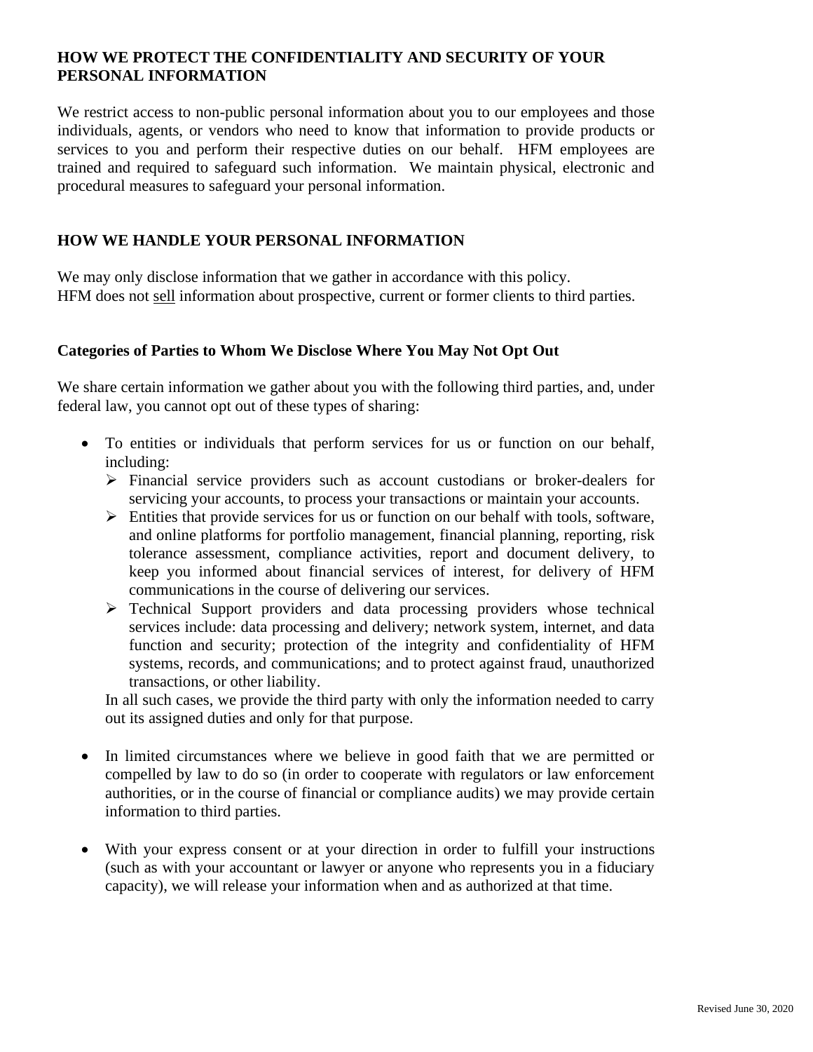## HOW WE PROTECT THE CONFIDENTIALITY AND SECURITY OF YOUR PERSONAL INFORMATION

We restrict access to non-public personal information about you to our employees and those individuals, agents, or vendors who need to know that information to provide products or services to you and perform their respective duties on our behalf. HFM employees are trained and required to safeguard such information. We maintain physical, electronic and procedural measures to safeguard your personal information.

## HOW WE HANDLE YOUR PERSONAL INFORMATION

We may only disclose information that we gather in accordance with this policy.
HFM does not <u>sell</u> information about prospective, current or former clients to third parties.

### Categories of Parties to Whom We Disclose Where You May Not Opt Out

We share certain information we gather about you with the following third parties, and, under federal law, you cannot opt out of these types of sharing:

- To entities or individuals that perform services for us or function on our behalf, including:
  - Financial service providers such as account custodians or broker-dealers for servicing your accounts, to process your transactions or maintain your accounts.
  - Entities that provide services for us or function on our behalf with tools, software, and online platforms for portfolio management, financial planning, reporting, risk tolerance assessment, compliance activities, report and document delivery, to keep you informed about financial services of interest, for delivery of HFM communications in the course of delivering our services.
  - Technical Support providers and data processing providers whose technical services include: data processing and delivery; network system, internet, and data function and security; protection of the integrity and confidentiality of HFM systems, records, and communications; and to protect against fraud, unauthorized transactions, or other liability.

  In all such cases, we provide the third party with only the information needed to carry out its assigned duties and only for that purpose.

- In limited circumstances where we believe in good faith that we are permitted or compelled by law to do so (in order to cooperate with regulators or law enforcement authorities, or in the course of financial or compliance audits) we may provide certain information to third parties.

- With your express consent or at your direction in order to fulfill your instructions (such as with your accountant or lawyer or anyone who represents you in a fiduciary capacity), we will release your information when and as authorized at that time.

Revised June 30, 2020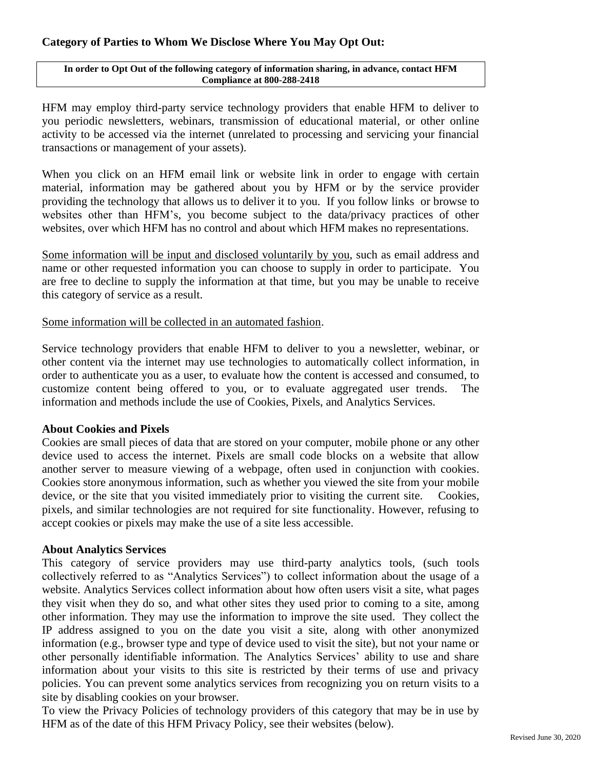### Category of Parties to Whom We Disclose Where You May Opt Out:

**In order to Opt Out of the following category of information sharing, in advance, contact HFM Compliance at 800-288-2418**

HFM may employ third-party service technology providers that enable HFM to deliver to you periodic newsletters, webinars, transmission of educational material, or other online activity to be accessed via the internet (unrelated to processing and servicing your financial transactions or management of your assets).

When you click on an HFM email link or website link in order to engage with certain material, information may be gathered about you by HFM or by the service provider providing the technology that allows us to deliver it to you. If you follow links or browse to websites other than HFM's, you become subject to the data/privacy practices of other websites, over which HFM has no control and about which HFM makes no representations.

<u>Some information will be input and disclosed voluntarily by you</u>, such as email address and name or other requested information you can choose to supply in order to participate. You are free to decline to supply the information at that time, but you may be unable to receive this category of service as a result.

<u>Some information will be collected in an automated fashion</u>.

Service technology providers that enable HFM to deliver to you a newsletter, webinar, or other content via the internet may use technologies to automatically collect information, in order to authenticate you as a user, to evaluate how the content is accessed and consumed, to customize content being offered to you, or to evaluate aggregated user trends. The information and methods include the use of Cookies, Pixels, and Analytics Services.

**About Cookies and Pixels**

Cookies are small pieces of data that are stored on your computer, mobile phone or any other device used to access the internet. Pixels are small code blocks on a website that allow another server to measure viewing of a webpage, often used in conjunction with cookies. Cookies store anonymous information, such as whether you viewed the site from your mobile device, or the site that you visited immediately prior to visiting the current site. Cookies, pixels, and similar technologies are not required for site functionality. However, refusing to accept cookies or pixels may make the use of a site less accessible.

**About Analytics Services**

This category of service providers may use third-party analytics tools, (such tools collectively referred to as "Analytics Services") to collect information about the usage of a website. Analytics Services collect information about how often users visit a site, what pages they visit when they do so, and what other sites they used prior to coming to a site, among other information. They may use the information to improve the site used. They collect the IP address assigned to you on the date you visit a site, along with other anonymized information (e.g., browser type and type of device used to visit the site), but not your name or other personally identifiable information. The Analytics Services' ability to use and share information about your visits to this site is restricted by their terms of use and privacy policies. You can prevent some analytics services from recognizing you on return visits to a site by disabling cookies on your browser.

To view the Privacy Policies of technology providers of this category that may be in use by HFM as of the date of this HFM Privacy Policy, see their websites (below).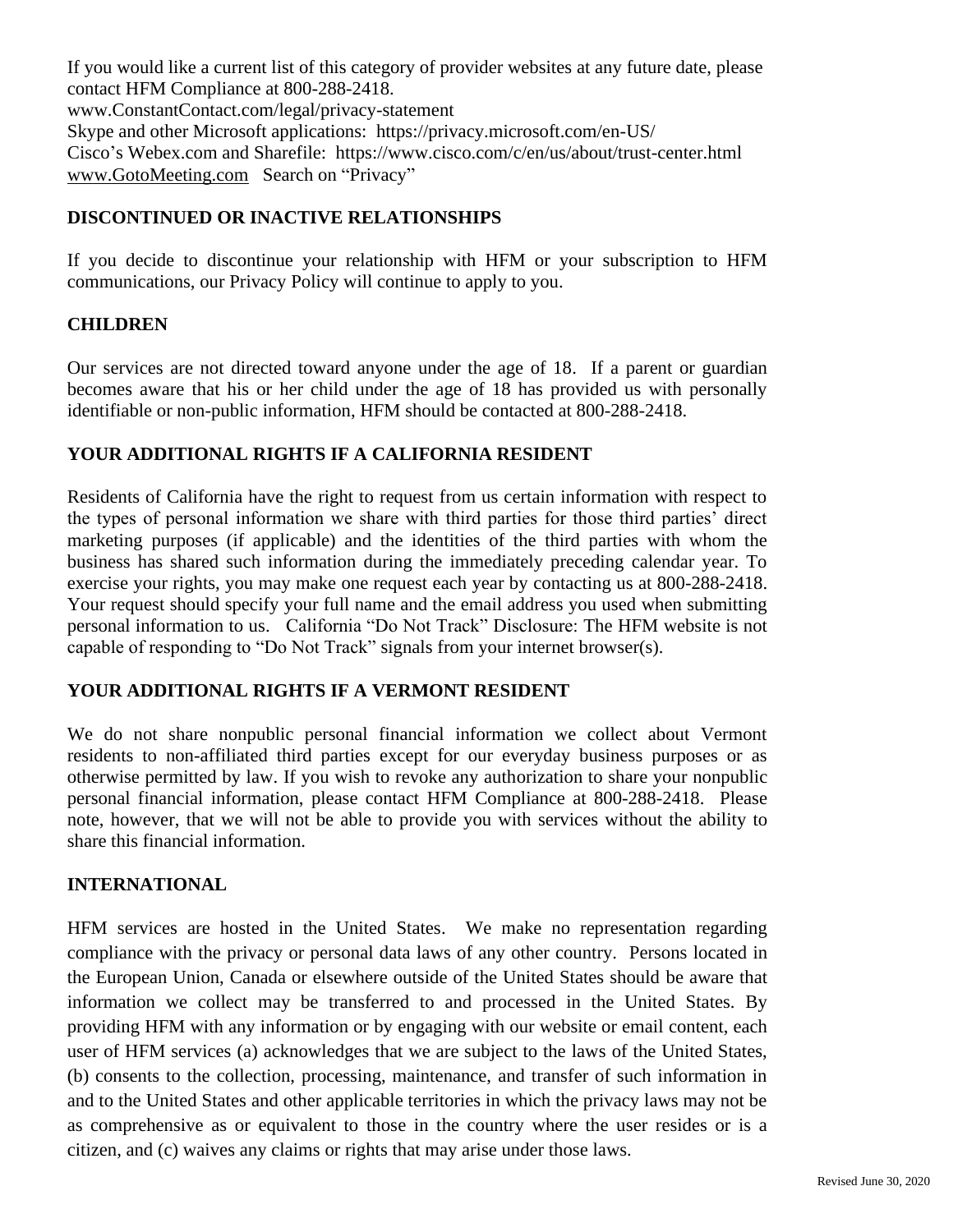If you would like a current list of this category of provider websites at any future date, please contact HFM Compliance at 800-288-2418.
www.ConstantContact.com/legal/privacy-statement
Skype and other Microsoft applications: https://privacy.microsoft.com/en-US/
Cisco's Webex.com and Sharefile: https://www.cisco.com/c/en/us/about/trust-center.html
www.GotoMeeting.com Search on "Privacy"

**DISCONTINUED OR INACTIVE RELATIONSHIPS**

If you decide to discontinue your relationship with HFM or your subscription to HFM communications, our Privacy Policy will continue to apply to you.

**CHILDREN**

Our services are not directed toward anyone under the age of 18. If a parent or guardian becomes aware that his or her child under the age of 18 has provided us with personally identifiable or non-public information, HFM should be contacted at 800-288-2418.

**YOUR ADDITIONAL RIGHTS IF A CALIFORNIA RESIDENT**

Residents of California have the right to request from us certain information with respect to the types of personal information we share with third parties for those third parties' direct marketing purposes (if applicable) and the identities of the third parties with whom the business has shared such information during the immediately preceding calendar year. To exercise your rights, you may make one request each year by contacting us at 800-288-2418. Your request should specify your full name and the email address you used when submitting personal information to us. California "Do Not Track" Disclosure: The HFM website is not capable of responding to "Do Not Track" signals from your internet browser(s).

**YOUR ADDITIONAL RIGHTS IF A VERMONT RESIDENT**

We do not share nonpublic personal financial information we collect about Vermont residents to non-affiliated third parties except for our everyday business purposes or as otherwise permitted by law. If you wish to revoke any authorization to share your nonpublic personal financial information, please contact HFM Compliance at 800-288-2418. Please note, however, that we will not be able to provide you with services without the ability to share this financial information.

**INTERNATIONAL**

HFM services are hosted in the United States. We make no representation regarding compliance with the privacy or personal data laws of any other country. Persons located in the European Union, Canada or elsewhere outside of the United States should be aware that information we collect may be transferred to and processed in the United States. By providing HFM with any information or by engaging with our website or email content, each user of HFM services (a) acknowledges that we are subject to the laws of the United States, (b) consents to the collection, processing, maintenance, and transfer of such information in and to the United States and other applicable territories in which the privacy laws may not be as comprehensive as or equivalent to those in the country where the user resides or is a citizen, and (c) waives any claims or rights that may arise under those laws.

Revised June 30, 2020